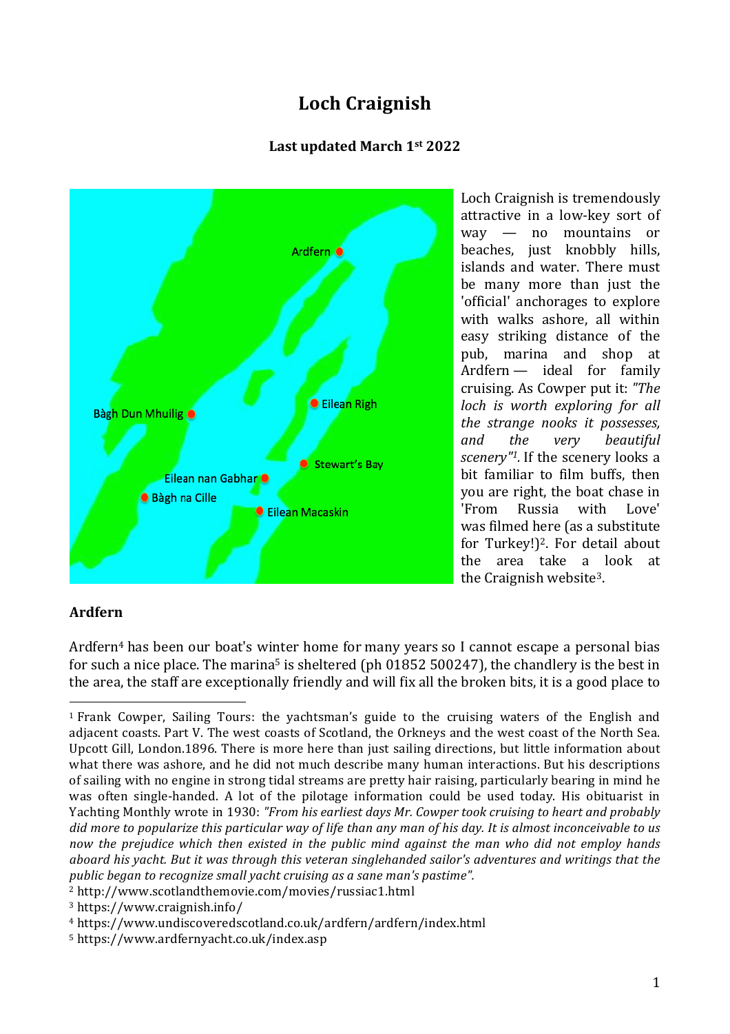# Loch Craignish

**Last updated March 1st 2022**

Loch Craignish is tremendously attractive in a low-key sort of way — no mountains or beaches, just knobbly hills, islands and water. There must be many more than just the 'official' anchorages to explore with walks ashore, all within easy striking distance of the pub, marina and shop at Ardfern — ideal for family cruising. As Cowper put it: *"The loch is worth exploring for all the strange nooks it possesses, and the very beautiful scenery"*[1]. If the scenery looks a bit familiar to film buffs, then you are right, the boat chase in 'From Russia with Love' was filmed here (as a substitute for Turkey!)[2]. For detail about the area take a look at the Craignish website[3].

## Ardfern

Ardfern[4] has been our boat's winter home for many years so I cannot escape a personal bias for such a nice place. The marina[5] is sheltered (ph 01852 500247), the chandlery is the best in the area, the staff are exceptionally friendly and will fix all the broken bits, it is a good place to

---

[1] Frank Cowper, Sailing Tours: the yachtsman's guide to the cruising waters of the English and adjacent coasts. Part V. The west coasts of Scotland, the Orkneys and the west coast of the North Sea. Upcott Gill, London.1896. There is more here than just sailing directions, but little information about what there was ashore, and he did not much describe many human interactions. But his descriptions of sailing with no engine in strong tidal streams are pretty hair raising, particularly bearing in mind he was often single-handed. A lot of the pilotage information could be used today. His obituarist in Yachting Monthly wrote in 1930: *"From his earliest days Mr. Cowper took cruising to heart and probably did more to popularize this particular way of life than any man of his day. It is almost inconceivable to us now the prejudice which then existed in the public mind against the man who did not employ hands aboard his yacht. But it was through this veteran singlehanded sailor's adventures and writings that the public began to recognize small yacht cruising as a sane man's pastime".*

[2] http://www.scotlandthemovie.com/movies/russiac1.html

[3] https://www.craignish.info/

[4] https://www.undiscoveredscotland.co.uk/ardfern/ardfern/index.html

[5] https://www.ardfernyacht.co.uk/index.asp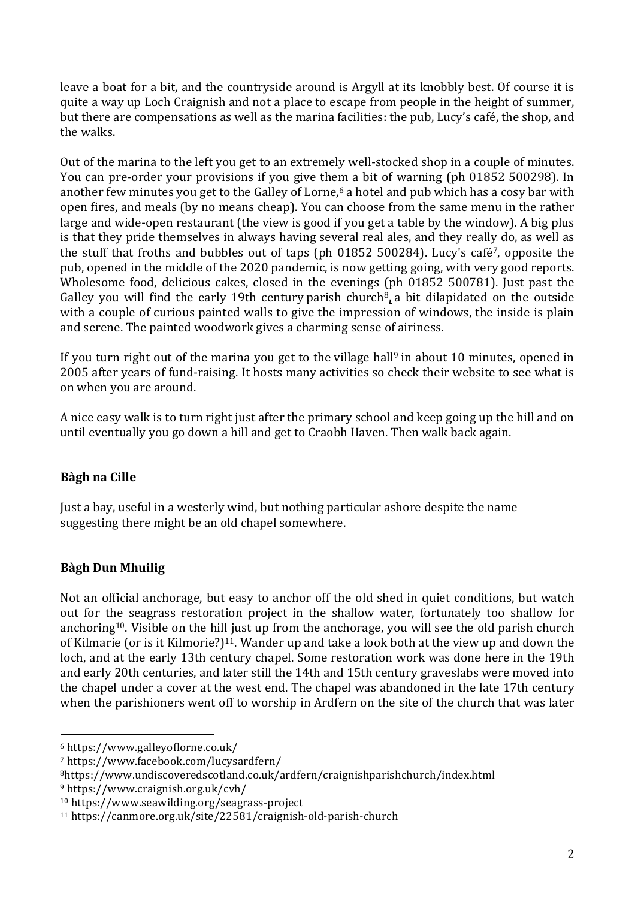leave a boat for a bit, and the countryside around is Argyll at its knobbly best. Of course it is quite a way up Loch Craignish and not a place to escape from people in the height of summer, but there are compensations as well as the marina facilities: the pub, Lucy's café, the shop, and the walks.

Out of the marina to the left you get to an extremely well-stocked shop in a couple of minutes. You can pre-order your provisions if you give them a bit of warning (ph 01852 500298). In another few minutes you get to the Galley of Lorne,[6] a hotel and pub which has a cosy bar with open fires, and meals (by no means cheap). You can choose from the same menu in the rather large and wide-open restaurant (the view is good if you get a table by the window). A big plus is that they pride themselves in always having several real ales, and they really do, as well as the stuff that froths and bubbles out of taps (ph 01852 500284). Lucy's café[7], opposite the pub, opened in the middle of the 2020 pandemic, is now getting going, with very good reports. Wholesome food, delicious cakes, closed in the evenings (ph 01852 500781). Just past the Galley you will find the early 19th century parish church[8], a bit dilapidated on the outside with a couple of curious painted walls to give the impression of windows, the inside is plain and serene. The painted woodwork gives a charming sense of airiness.

If you turn right out of the marina you get to the village hall[9] in about 10 minutes, opened in 2005 after years of fund-raising. It hosts many activities so check their website to see what is on when you are around.

A nice easy walk is to turn right just after the primary school and keep going up the hill and on until eventually you go down a hill and get to Craobh Haven. Then walk back again.

### Bàgh na Cille

Just a bay, useful in a westerly wind, but nothing particular ashore despite the name suggesting there might be an old chapel somewhere.

### Bàgh Dun Mhuilig

Not an official anchorage, but easy to anchor off the old shed in quiet conditions, but watch out for the seagrass restoration project in the shallow water, fortunately too shallow for anchoring[10]. Visible on the hill just up from the anchorage, you will see the old parish church of Kilmarie (or is it Kilmorie?)[11]. Wander up and take a look both at the view up and down the loch, and at the early 13th century chapel. Some restoration work was done here in the 19th and early 20th centuries, and later still the 14th and 15th century graveslabs were moved into the chapel under a cover at the west end. The chapel was abandoned in the late 17th century when the parishioners went off to worship in Ardfern on the site of the church that was later

---

[6] https://www.galleyoflorne.co.uk/

[7] https://www.facebook.com/lucysardfern/

[8] https://www.undiscoveredscotland.co.uk/ardfern/craignishparishchurch/index.html

[9] https://www.craignish.org.uk/cvh/

[10] https://www.seawilding.org/seagrass-project

[11] https://canmore.org.uk/site/22581/craignish-old-parish-church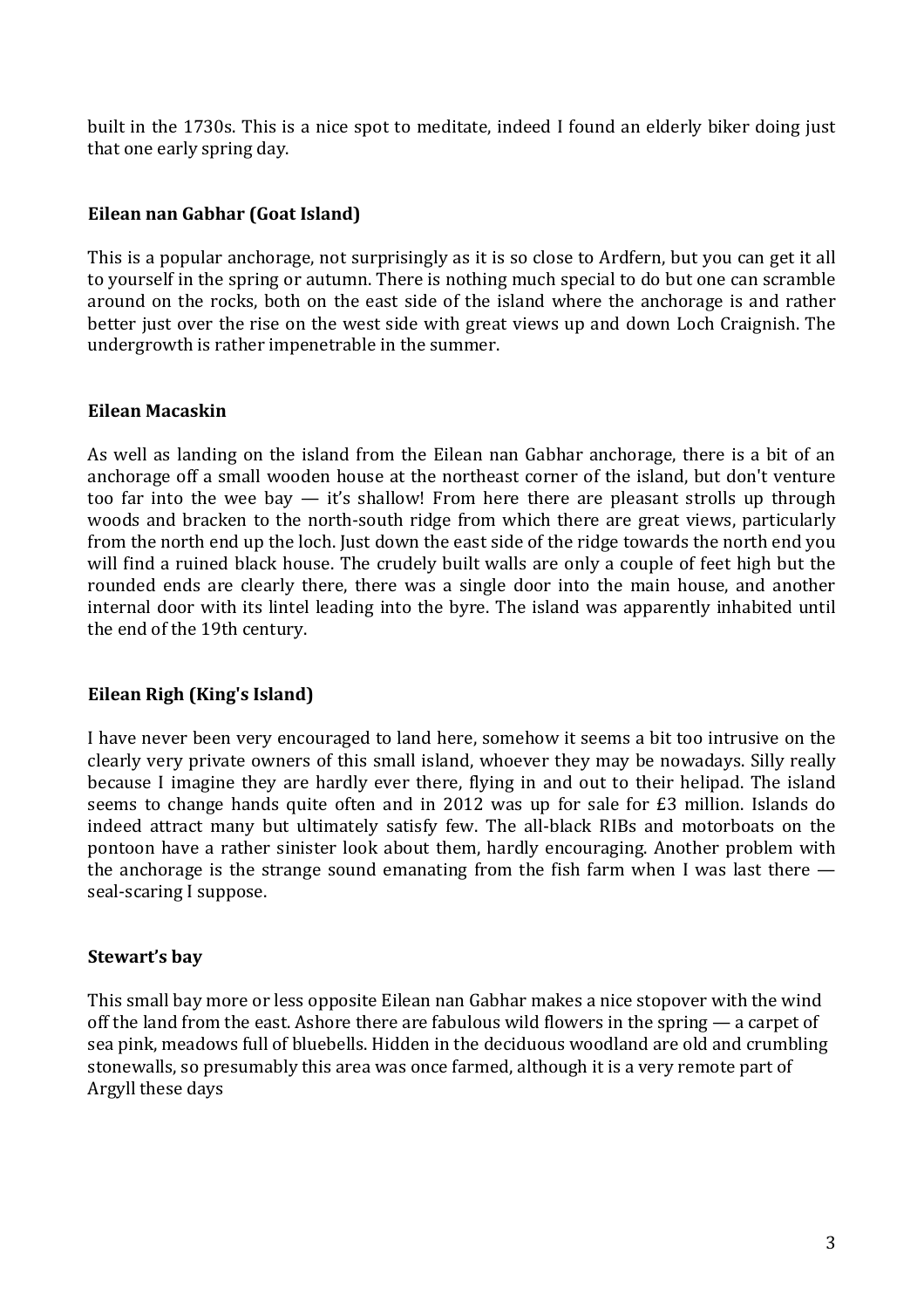built in the 1730s. This is a nice spot to meditate, indeed I found an elderly biker doing just that one early spring day.

### Eilean nan Gabhar (Goat Island)

This is a popular anchorage, not surprisingly as it is so close to Ardfern, but you can get it all to yourself in the spring or autumn. There is nothing much special to do but one can scramble around on the rocks, both on the east side of the island where the anchorage is and rather better just over the rise on the west side with great views up and down Loch Craignish. The undergrowth is rather impenetrable in the summer.

### Eilean Macaskin

As well as landing on the island from the Eilean nan Gabhar anchorage, there is a bit of an anchorage off a small wooden house at the northeast corner of the island, but don't venture too far into the wee bay — it's shallow! From here there are pleasant strolls up through woods and bracken to the north-south ridge from which there are great views, particularly from the north end up the loch. Just down the east side of the ridge towards the north end you will find a ruined black house. The crudely built walls are only a couple of feet high but the rounded ends are clearly there, there was a single door into the main house, and another internal door with its lintel leading into the byre. The island was apparently inhabited until the end of the 19th century.

### Eilean Righ (King's Island)

I have never been very encouraged to land here, somehow it seems a bit too intrusive on the clearly very private owners of this small island, whoever they may be nowadays. Silly really because I imagine they are hardly ever there, flying in and out to their helipad. The island seems to change hands quite often and in 2012 was up for sale for £3 million. Islands do indeed attract many but ultimately satisfy few. The all-black RIBs and motorboats on the pontoon have a rather sinister look about them, hardly encouraging. Another problem with the anchorage is the strange sound emanating from the fish farm when I was last there — seal-scaring I suppose.

### Stewart's bay

This small bay more or less opposite Eilean nan Gabhar makes a nice stopover with the wind off the land from the east. Ashore there are fabulous wild flowers in the spring — a carpet of sea pink, meadows full of bluebells. Hidden in the deciduous woodland are old and crumbling stonewalls, so presumably this area was once farmed, although it is a very remote part of Argyll these days